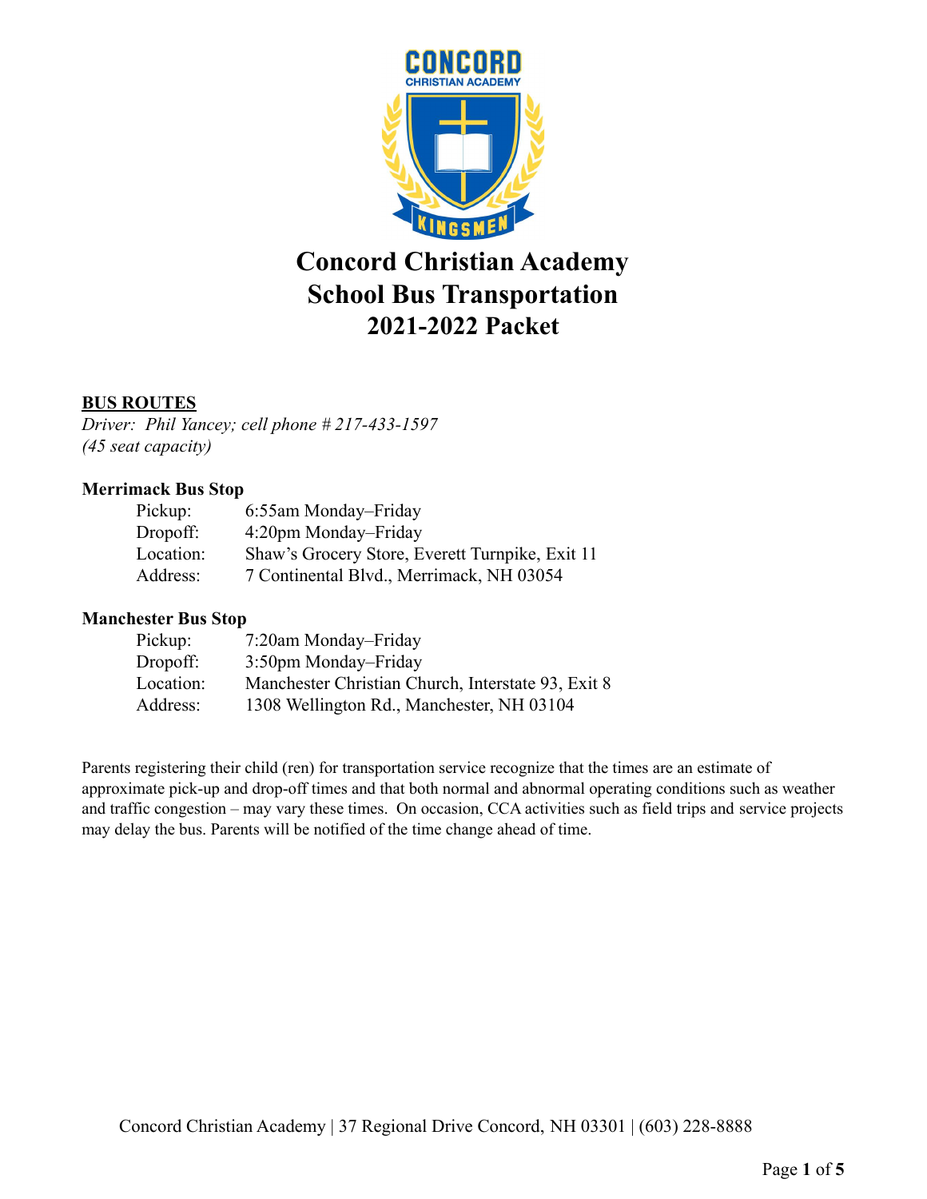# Concord Christian Academy
# School Bus Transportation
# 2021-2022 Packet

**BUS ROUTES**

*Driver: Phil Yancey; cell phone # 217-433-1597*
*(45 seat capacity)*

**Merrimack Bus Stop**

| | |
|---|---|
| Pickup: | 6:55am Monday–Friday |
| Dropoff: | 4:20pm Monday–Friday |
| Location: | Shaw's Grocery Store, Everett Turnpike, Exit 11 |
| Address: | 7 Continental Blvd., Merrimack, NH 03054 |

**Manchester Bus Stop**

| | |
|---|---|
| Pickup: | 7:20am Monday–Friday |
| Dropoff: | 3:50pm Monday–Friday |
| Location: | Manchester Christian Church, Interstate 93, Exit 8 |
| Address: | 1308 Wellington Rd., Manchester, NH 03104 |

Parents registering their child (ren) for transportation service recognize that the times are an estimate of approximate pick-up and drop-off times and that both normal and abnormal operating conditions such as weather and traffic congestion – may vary these times. On occasion, CCA activities such as field trips and service projects may delay the bus. Parents will be notified of the time change ahead of time.

Concord Christian Academy | 37 Regional Drive Concord, NH 03301 | (603) 228-8888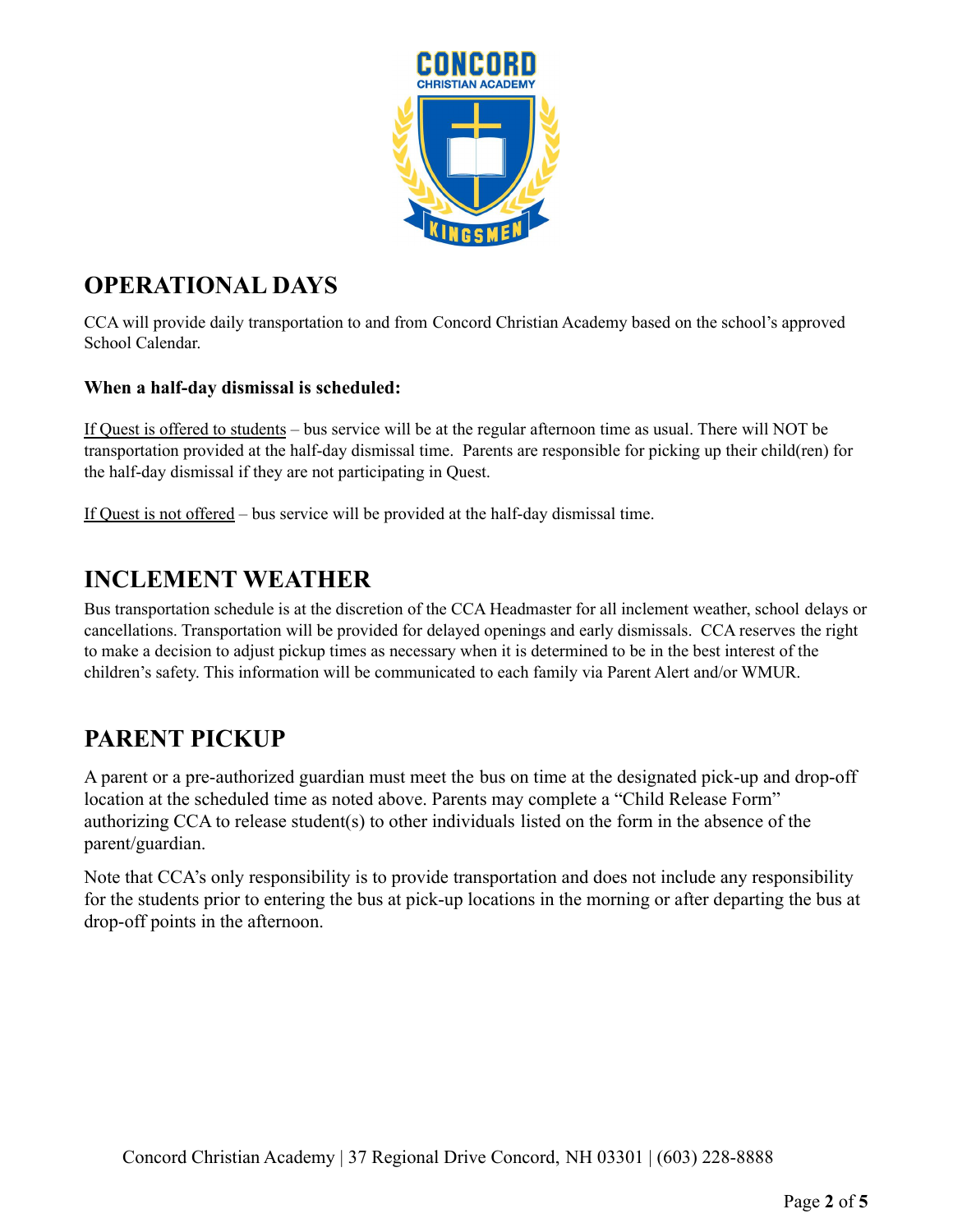## OPERATIONAL DAYS

CCA will provide daily transportation to and from Concord Christian Academy based on the school's approved School Calendar.

**When a half-day dismissal is scheduled:**

If Quest is offered to students – bus service will be at the regular afternoon time as usual. There will NOT be transportation provided at the half-day dismissal time. Parents are responsible for picking up their child(ren) for the half-day dismissal if they are not participating in Quest.

If Quest is not offered – bus service will be provided at the half-day dismissal time.

## INCLEMENT WEATHER

Bus transportation schedule is at the discretion of the CCA Headmaster for all inclement weather, school delays or cancellations. Transportation will be provided for delayed openings and early dismissals. CCA reserves the right to make a decision to adjust pickup times as necessary when it is determined to be in the best interest of the children's safety. This information will be communicated to each family via Parent Alert and/or WMUR.

## PARENT PICKUP

A parent or a pre-authorized guardian must meet the bus on time at the designated pick-up and drop-off location at the scheduled time as noted above. Parents may complete a "Child Release Form" authorizing CCA to release student(s) to other individuals listed on the form in the absence of the parent/guardian.

Note that CCA's only responsibility is to provide transportation and does not include any responsibility for the students prior to entering the bus at pick-up locations in the morning or after departing the bus at drop-off points in the afternoon.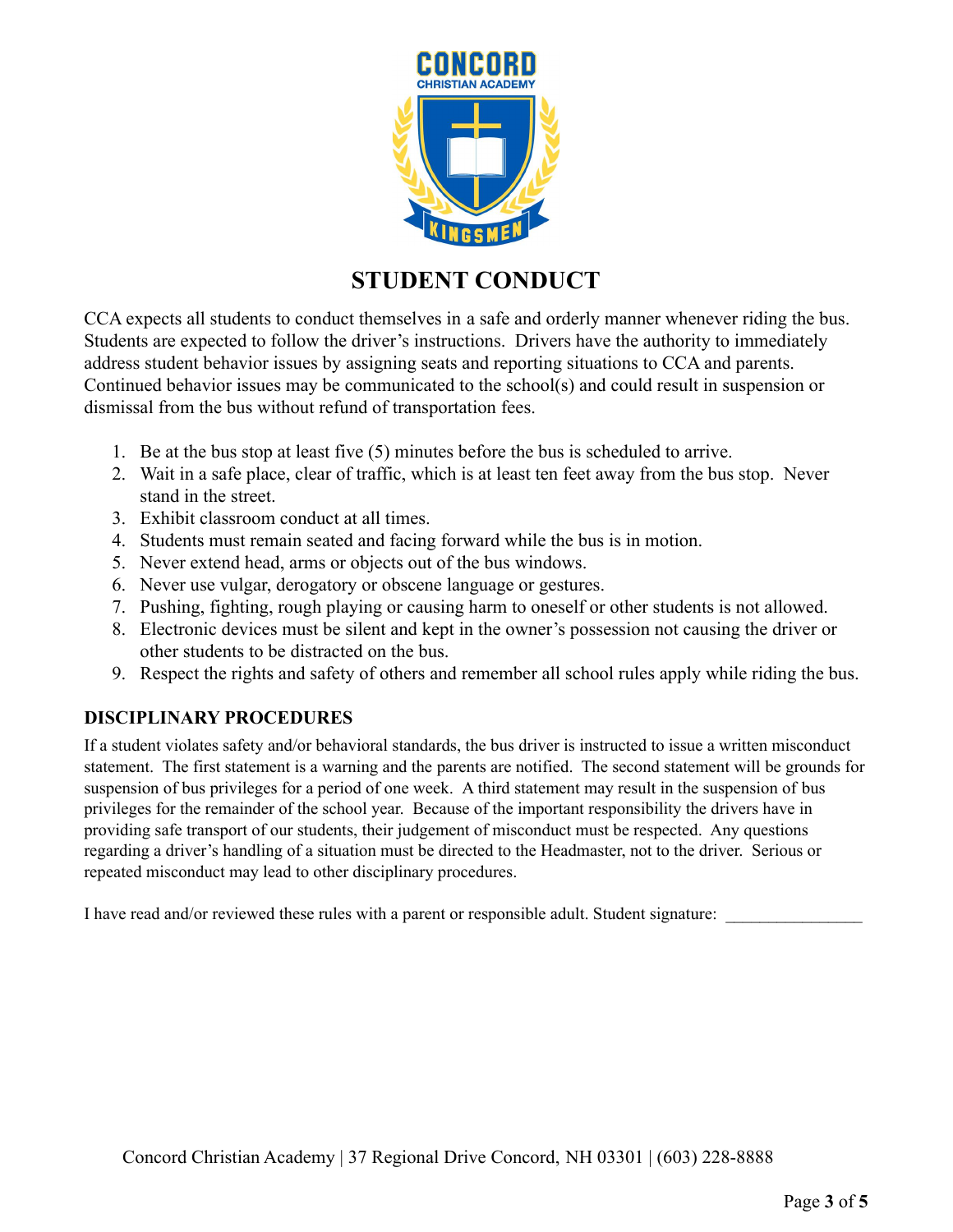# STUDENT CONDUCT

CCA expects all students to conduct themselves in a safe and orderly manner whenever riding the bus. Students are expected to follow the driver's instructions. Drivers have the authority to immediately address student behavior issues by assigning seats and reporting situations to CCA and parents. Continued behavior issues may be communicated to the school(s) and could result in suspension or dismissal from the bus without refund of transportation fees.

1. Be at the bus stop at least five (5) minutes before the bus is scheduled to arrive.
2. Wait in a safe place, clear of traffic, which is at least ten feet away from the bus stop. Never stand in the street.
3. Exhibit classroom conduct at all times.
4. Students must remain seated and facing forward while the bus is in motion.
5. Never extend head, arms or objects out of the bus windows.
6. Never use vulgar, derogatory or obscene language or gestures.
7. Pushing, fighting, rough playing or causing harm to oneself or other students is not allowed.
8. Electronic devices must be silent and kept in the owner's possession not causing the driver or other students to be distracted on the bus.
9. Respect the rights and safety of others and remember all school rules apply while riding the bus.

## DISCIPLINARY PROCEDURES

If a student violates safety and/or behavioral standards, the bus driver is instructed to issue a written misconduct statement. The first statement is a warning and the parents are notified. The second statement will be grounds for suspension of bus privileges for a period of one week. A third statement may result in the suspension of bus privileges for the remainder of the school year. Because of the important responsibility the drivers have in providing safe transport of our students, their judgement of misconduct must be respected. Any questions regarding a driver's handling of a situation must be directed to the Headmaster, not to the driver. Serious or repeated misconduct may lead to other disciplinary procedures.

I have read and/or reviewed these rules with a parent or responsible adult. Student signature: ________________

Concord Christian Academy | 37 Regional Drive Concord, NH 03301 | (603) 228-8888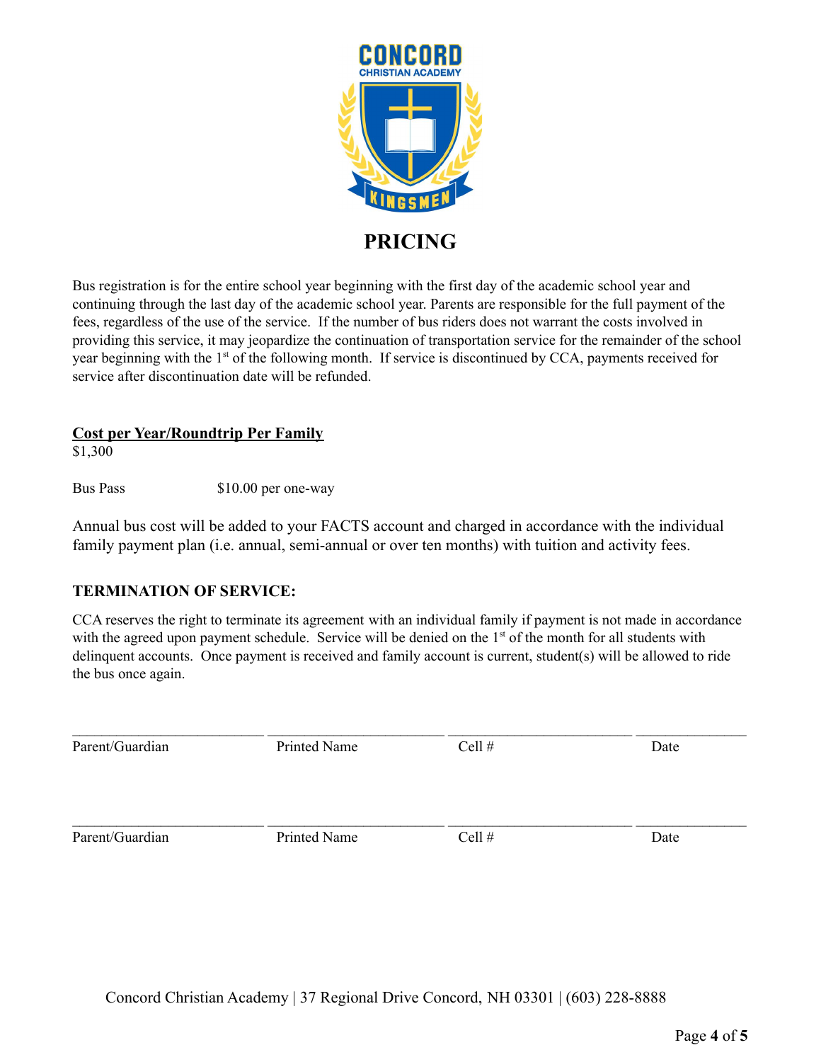# PRICING

Bus registration is for the entire school year beginning with the first day of the academic school year and continuing through the last day of the academic school year. Parents are responsible for the full payment of the fees, regardless of the use of the service. If the number of bus riders does not warrant the costs involved in providing this service, it may jeopardize the continuation of transportation service for the remainder of the school year beginning with the 1st of the following month. If service is discontinued by CCA, payments received for service after discontinuation date will be refunded.

**Cost per Year/Roundtrip Per Family**

$1,300

Bus Pass $10.00 per one-way

Annual bus cost will be added to your FACTS account and charged in accordance with the individual family payment plan (i.e. annual, semi-annual or over ten months) with tuition and activity fees.

### TERMINATION OF SERVICE:

CCA reserves the right to terminate its agreement with an individual family if payment is not made in accordance with the agreed upon payment schedule. Service will be denied on the 1st of the month for all students with delinquent accounts. Once payment is received and family account is current, student(s) will be allowed to ride the bus once again.

| ________________________ | ________________________ | ________________________ | ______________ |
|---|---|---|---|
| Parent/Guardian | Printed Name | Cell # | Date |

| ________________________ | ________________________ | ________________________ | ______________ |
|---|---|---|---|
| Parent/Guardian | Printed Name | Cell # | Date |

Concord Christian Academy | 37 Regional Drive Concord, NH 03301 | (603) 228-8888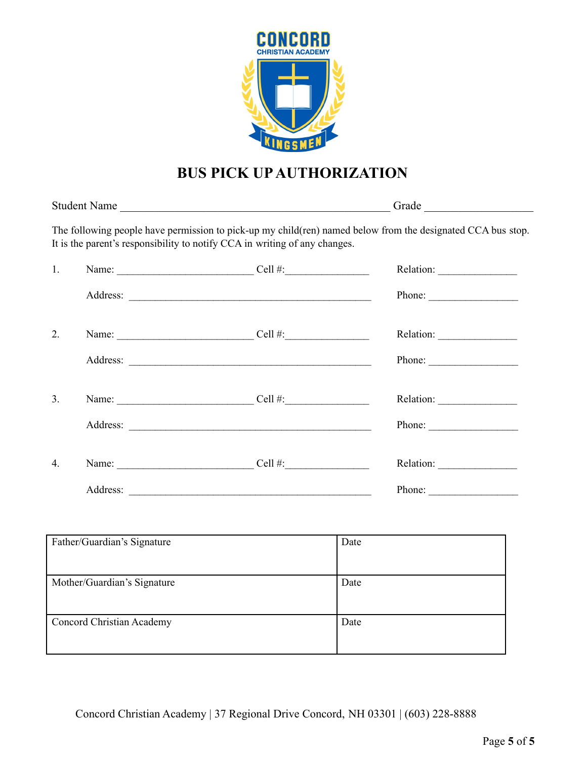CONCORD
CHRISTIAN ACADEMY
KINGSMEN

# BUS PICK UP AUTHORIZATION

Student Name _______________________________________________ Grade __________________

The following people have permission to pick-up my child(ren) named below from the designated CCA bus stop. It is the parent's responsibility to notify CCA in writing of any changes.

1. Name: _________________________ Cell #:_______________ Relation: ______________

   Address: ____________________________________________ Phone: ________________

2. Name: _________________________ Cell #:_______________ Relation: ______________

   Address: ____________________________________________ Phone: ________________

3. Name: _________________________ Cell #:_______________ Relation: ______________

   Address: ____________________________________________ Phone: ________________

4. Name: _________________________ Cell #:_______________ Relation: ______________

   Address: ____________________________________________ Phone: ________________

| | |
|---|---|
| Father/Guardian's Signature | Date |
| Mother/Guardian's Signature | Date |
| Concord Christian Academy | Date |

Concord Christian Academy | 37 Regional Drive Concord, NH 03301 | (603) 228-8888